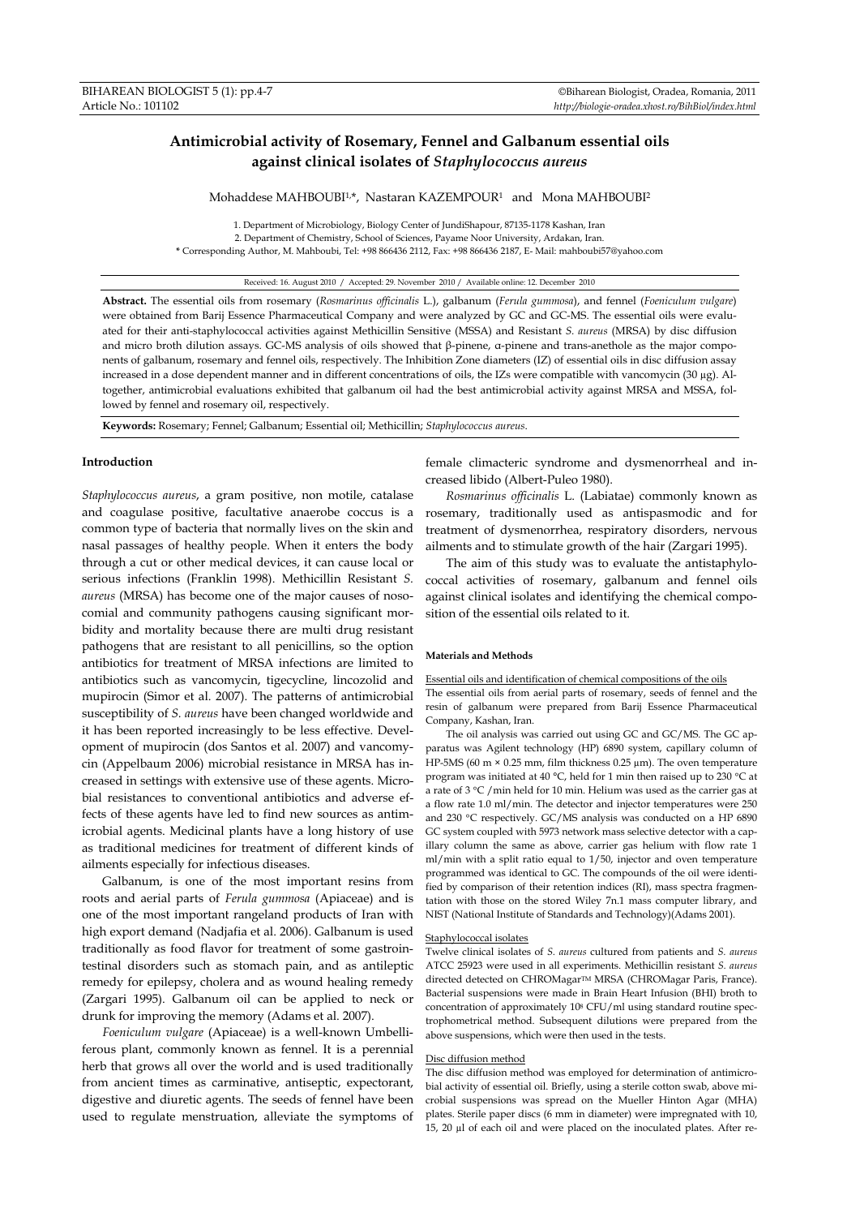# Antimicrobial activity of Rosemary, Fennel and Galbanum essential oils against clinical isolates of *Staphylococcus aureus*

Mohaddese MAHBOUBI[1,*], Nastaran KAZEMPOUR[1] and Mona MAHBOUBI[2]

1. Department of Microbiology, Biology Center of JundiShapour, 87135-1178 Kashan, Iran
2. Department of Chemistry, School of Sciences, Payame Noor University, Ardakan, Iran.
\* Corresponding Author, M. Mahboubi, Tel: +98 866436 2112, Fax: +98 866436 2187, E- Mail: mahboubi57@yahoo.com

Received: 16. August 2010 / Accepted: 29. November 2010 / Available online: 12. December 2010

**Abstract.** The essential oils from rosemary (*Rosmarinus officinalis* L.), galbanum (*Ferula gummosa*), and fennel (*Foeniculum vulgare*) were obtained from Barij Essence Pharmaceutical Company and were analyzed by GC and GC-MS. The essential oils were evaluated for their anti-staphylococcal activities against Methicillin Sensitive (MSSA) and Resistant *S. aureus* (MRSA) by disc diffusion and micro broth dilution assays. GC-MS analysis of oils showed that β-pinene, α-pinene and trans-anethole as the major components of galbanum, rosemary and fennel oils, respectively. The Inhibition Zone diameters (IZ) of essential oils in disc diffusion assay increased in a dose dependent manner and in different concentrations of oils, the IZs were compatible with vancomycin (30 µg). Altogether, antimicrobial evaluations exhibited that galbanum oil had the best antimicrobial activity against MRSA and MSSA, followed by fennel and rosemary oil, respectively.

**Keywords:** Rosemary; Fennel; Galbanum; Essential oil; Methicillin; *Staphylococcus aureus*.

## Introduction

*Staphylococcus aureus*, a gram positive, non motile, catalase and coagulase positive, facultative anaerobe coccus is a common type of bacteria that normally lives on the skin and nasal passages of healthy people. When it enters the body through a cut or other medical devices, it can cause local or serious infections (Franklin 1998). Methicillin Resistant *S. aureus* (MRSA) has become one of the major causes of nosocomial and community pathogens causing significant morbidity and mortality because there are multi drug resistant pathogens that are resistant to all penicillins, so the option antibiotics for treatment of MRSA infections are limited to antibiotics such as vancomycin, tigecycline, lincozolid and mupirocin (Simor et al. 2007). The patterns of antimicrobial susceptibility of *S. aureus* have been changed worldwide and it has been reported increasingly to be less effective. Development of mupirocin (dos Santos et al. 2007) and vancomycin (Appelbaum 2006) microbial resistance in MRSA has increased in settings with extensive use of these agents. Microbial resistances to conventional antibiotics and adverse effects of these agents have led to find new sources as antimicrobial agents. Medicinal plants have a long history of use as traditional medicines for treatment of different kinds of ailments especially for infectious diseases.

Galbanum, is one of the most important resins from roots and aerial parts of *Ferula gummosa* (Apiaceae) and is one of the most important rangeland products of Iran with high export demand (Nadjafia et al. 2006). Galbanum is used traditionally as food flavor for treatment of some gastrointestinal disorders such as stomach pain, and as antileptic remedy for epilepsy, cholera and as wound healing remedy (Zargari 1995). Galbanum oil can be applied to neck or drunk for improving the memory (Adams et al. 2007).

*Foeniculum vulgare* (Apiaceae) is a well-known Umbelliferous plant, commonly known as fennel. It is a perennial herb that grows all over the world and is used traditionally from ancient times as carminative, antiseptic, expectorant, digestive and diuretic agents. The seeds of fennel have been used to regulate menstruation, alleviate the symptoms of female climacteric syndrome and dysmenorrheal and increased libido (Albert-Puleo 1980).

*Rosmarinus officinalis* L. (Labiatae) commonly known as rosemary, traditionally used as antispasmodic and for treatment of dysmenorrhea, respiratory disorders, nervous ailments and to stimulate growth of the hair (Zargari 1995).

The aim of this study was to evaluate the antistaphylococcal activities of rosemary, galbanum and fennel oils against clinical isolates and identifying the chemical composition of the essential oils related to it.

## Materials and Methods

### Essential oils and identification of chemical compositions of the oils

The essential oils from aerial parts of rosemary, seeds of fennel and the resin of galbanum were prepared from Barij Essence Pharmaceutical Company, Kashan, Iran.

The oil analysis was carried out using GC and GC/MS. The GC apparatus was Agilent technology (HP) 6890 system, capillary column of HP-5MS (60 m × 0.25 mm, film thickness 0.25 µm). The oven temperature program was initiated at 40 °C, held for 1 min then raised up to 230 °C at a rate of 3 °C /min held for 10 min. Helium was used as the carrier gas at a flow rate 1.0 ml/min. The detector and injector temperatures were 250 and 230 °C respectively. GC/MS analysis was conducted on a HP 6890 GC system coupled with 5973 network mass selective detector with a capillary column the same as above, carrier gas helium with flow rate 1 ml/min with a split ratio equal to 1/50, injector and oven temperature programmed was identical to GC. The compounds of the oil were identified by comparison of their retention indices (RI), mass spectra fragmentation with those on the stored Wiley 7n.1 mass computer library, and NIST (National Institute of Standards and Technology)(Adams 2001).

### Staphylococcal isolates

Twelve clinical isolates of *S. aureus* cultured from patients and *S. aureus* ATCC 25923 were used in all experiments. Methicillin resistant *S. aureus* directed detected on CHROMagar™ MRSA (CHROMagar Paris, France). Bacterial suspensions were made in Brain Heart Infusion (BHI) broth to concentration of approximately $10^8$ CFU/ml using standard routine spectrophometrical method. Subsequent dilutions were prepared from the above suspensions, which were then used in the tests.

### Disc diffusion method

The disc diffusion method was employed for determination of antimicrobial activity of essential oil. Briefly, using a sterile cotton swab, above microbial suspensions was spread on the Mueller Hinton Agar (MHA) plates. Sterile paper discs (6 mm in diameter) were impregnated with 10, 15, 20 µl of each oil and were placed on the inoculated plates. After re-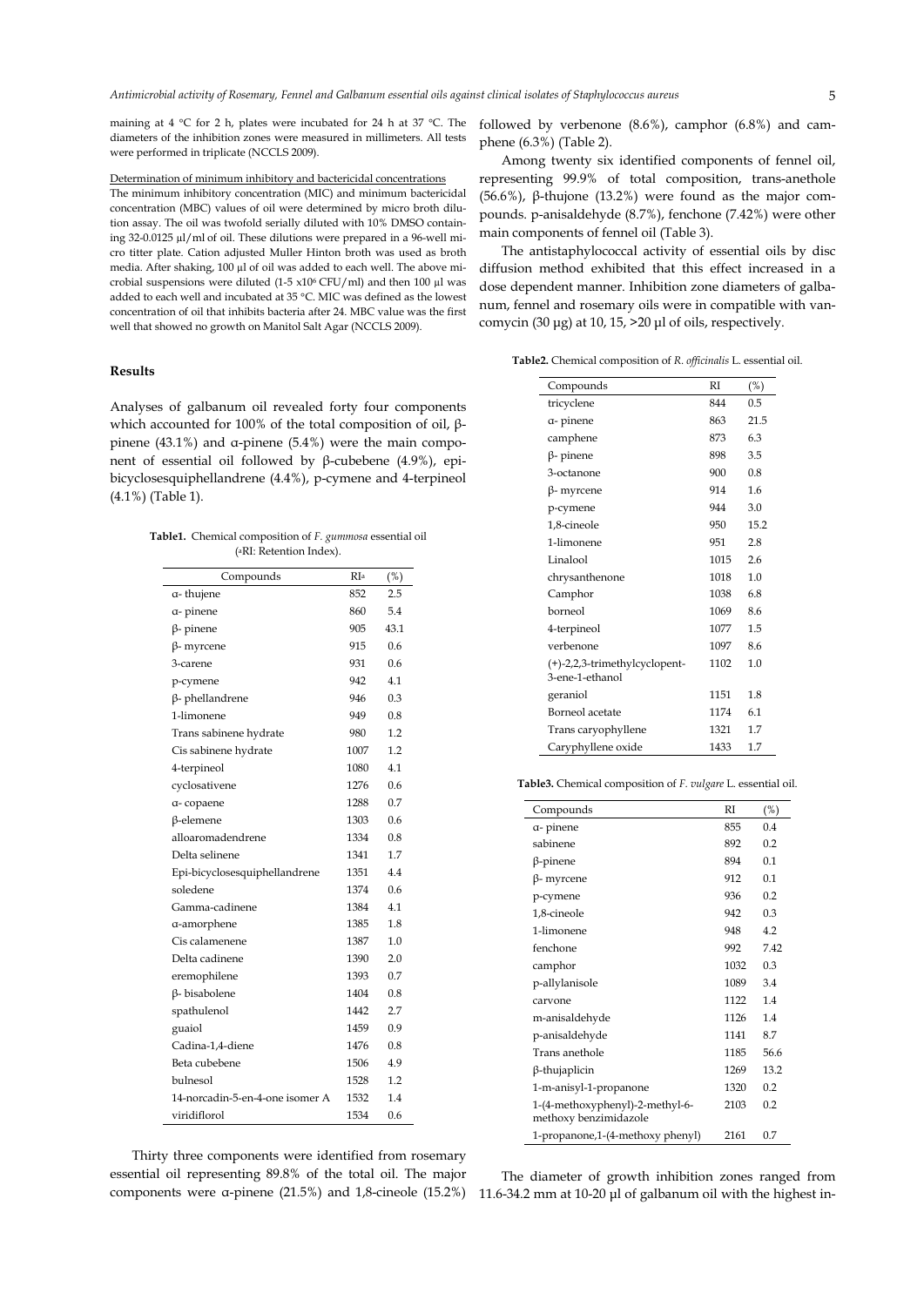maining at 4 °C for 2 h, plates were incubated for 24 h at 37 °C. The diameters of the inhibition zones were measured in millimeters. All tests were performed in triplicate (NCCLS 2009).

Determination of minimum inhibitory and bactericidal concentrations

The minimum inhibitory concentration (MIC) and minimum bactericidal concentration (MBC) values of oil were determined by micro broth dilution assay. The oil was twofold serially diluted with 10% DMSO containing 32-0.0125 µl/ml of oil. These dilutions were prepared in a 96-well micro titter plate. Cation adjusted Muller Hinton broth was used as broth media. After shaking, 100 µl of oil was added to each well. The above microbial suspensions were diluted (1-5 x10$^{6}$ CFU/ml) and then 100 µl was added to each well and incubated at 35 °C. MIC was defined as the lowest concentration of oil that inhibits bacteria after 24. MBC value was the first well that showed no growth on Manitol Salt Agar (NCCLS 2009).

## Results

Analyses of galbanum oil revealed forty four components which accounted for 100% of the total composition of oil, β-pinene (43.1%) and α-pinene (5.4%) were the main component of essential oil followed by β-cubebene (4.9%), epi-bicyclosesquiphellandrene (4.4%), p-cymene and 4-terpineol (4.1%) (Table 1).

**Table1.** Chemical composition of *F. gummosa* essential oil ([a]RI: Retention Index).

| Compounds | RI[a] | (%) |
|---|---|---|
| α- thujene | 852 | 2.5 |
| α- pinene | 860 | 5.4 |
| β- pinene | 905 | 43.1 |
| β- myrcene | 915 | 0.6 |
| 3-carene | 931 | 0.6 |
| p-cymene | 942 | 4.1 |
| β- phellandrene | 946 | 0.3 |
| 1-limonene | 949 | 0.8 |
| Trans sabinene hydrate | 980 | 1.2 |
| Cis sabinene hydrate | 1007 | 1.2 |
| 4-terpineol | 1080 | 4.1 |
| cyclosativene | 1276 | 0.6 |
| α- copaene | 1288 | 0.7 |
| β-elemene | 1303 | 0.6 |
| alloaromadendrene | 1334 | 0.8 |
| Delta selinene | 1341 | 1.7 |
| Epi-bicyclosesquiphellandrene | 1351 | 4.4 |
| soledene | 1374 | 0.6 |
| Gamma-cadinene | 1384 | 4.1 |
| α-amorphene | 1385 | 1.8 |
| Cis calamenene | 1387 | 1.0 |
| Delta cadinene | 1390 | 2.0 |
| eremophilene | 1393 | 0.7 |
| β- bisabolene | 1404 | 0.8 |
| spathulenol | 1442 | 2.7 |
| guaiol | 1459 | 0.9 |
| Cadina-1,4-diene | 1476 | 0.8 |
| Beta cubebene | 1506 | 4.9 |
| bulnesol | 1528 | 1.2 |
| 14-norcadin-5-en-4-one isomer A | 1532 | 1.4 |
| viridiflorol | 1534 | 0.6 |

Thirty three components were identified from rosemary essential oil representing 89.8% of the total oil. The major components were α-pinene (21.5%) and 1,8-cineole (15.2%) followed by verbenone (8.6%), camphor (6.8%) and camphene (6.3%) (Table 2).

Among twenty six identified components of fennel oil, representing 99.9% of total composition, trans-anethole (56.6%), β-thujone (13.2%) were found as the major compounds. p-anisaldehyde (8.7%), fenchone (7.42%) were other main components of fennel oil (Table 3).

The antistaphylococcal activity of essential oils by disc diffusion method exhibited that this effect increased in a dose dependent manner. Inhibition zone diameters of galbanum, fennel and rosemary oils were in compatible with vancomycin (30 µg) at 10, 15, >20 µl of oils, respectively.

**Table2.** Chemical composition of *R. officinalis* L. essential oil.

| Compounds | RI | (%) |
|---|---|---|
| tricyclene | 844 | 0.5 |
| α- pinene | 863 | 21.5 |
| camphene | 873 | 6.3 |
| β- pinene | 898 | 3.5 |
| 3-octanone | 900 | 0.8 |
| β- myrcene | 914 | 1.6 |
| p-cymene | 944 | 3.0 |
| 1,8-cineole | 950 | 15.2 |
| 1-limonene | 951 | 2.8 |
| Linalool | 1015 | 2.6 |
| chrysanthenone | 1018 | 1.0 |
| Camphor | 1038 | 6.8 |
| borneol | 1069 | 8.6 |
| 4-terpineol | 1077 | 1.5 |
| verbenone | 1097 | 8.6 |
| (+)-2,2,3-trimethylcyclopent-3-ene-1-ethanol | 1102 | 1.0 |
| geraniol | 1151 | 1.8 |
| Borneol acetate | 1174 | 6.1 |
| Trans caryophyllene | 1321 | 1.7 |
| Caryphyllene oxide | 1433 | 1.7 |

**Table3.** Chemical composition of *F. vulgare* L. essential oil.

| Compounds | RI | (%) |
|---|---|---|
| α- pinene | 855 | 0.4 |
| sabinene | 892 | 0.2 |
| β-pinene | 894 | 0.1 |
| β- myrcene | 912 | 0.1 |
| p-cymene | 936 | 0.2 |
| 1,8-cineole | 942 | 0.3 |
| 1-limonene | 948 | 4.2 |
| fenchone | 992 | 7.42 |
| camphor | 1032 | 0.3 |
| p-allylanisole | 1089 | 3.4 |
| carvone | 1122 | 1.4 |
| m-anisaldehyde | 1126 | 1.4 |
| p-anisaldehyde | 1141 | 8.7 |
| Trans anethole | 1185 | 56.6 |
| β-thujaplicin | 1269 | 13.2 |
| 1-m-anisyl-1-propanone | 1320 | 0.2 |
| 1-(4-methoxyphenyl)-2-methyl-6-methoxy benzimidazole | 2103 | 0.2 |
| 1-propanone,1-(4-methoxy phenyl) | 2161 | 0.7 |

The diameter of growth inhibition zones ranged from 11.6-34.2 mm at 10-20 µl of galbanum oil with the highest in-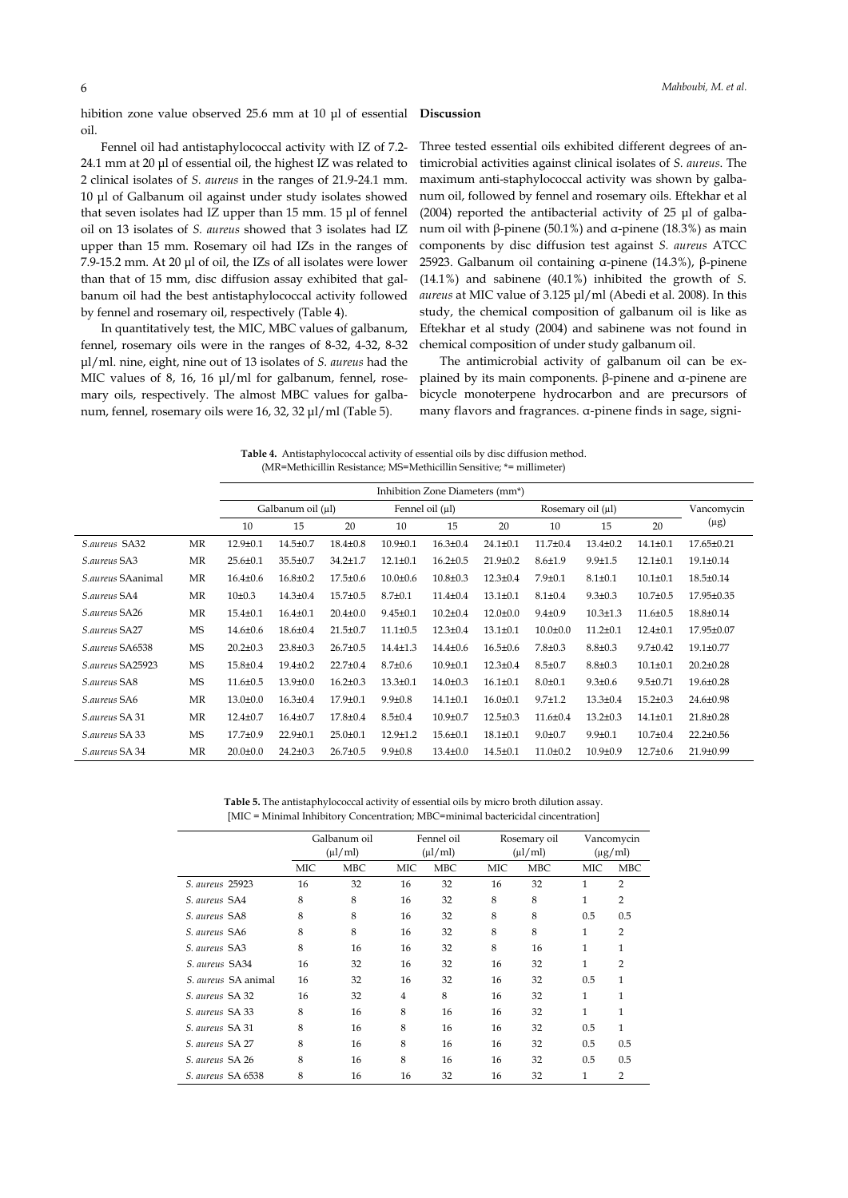hibition zone value observed 25.6 mm at 10 µl of essential oil.

Fennel oil had antistaphylococcal activity with IZ of 7.2-24.1 mm at 20 µl of essential oil, the highest IZ was related to 2 clinical isolates of *S. aureus* in the ranges of 21.9-24.1 mm. 10 µl of Galbanum oil against under study isolates showed that seven isolates had IZ upper than 15 mm. 15 µl of fennel oil on 13 isolates of *S. aureus* showed that 3 isolates had IZ upper than 15 mm. Rosemary oil had IZs in the ranges of 7.9-15.2 mm. At 20 µl of oil, the IZs of all isolates were lower than that of 15 mm, disc diffusion assay exhibited that galbanum oil had the best antistaphylococcal activity followed by fennel and rosemary oil, respectively (Table 4).

In quantitatively test, the MIC, MBC values of galbanum, fennel, rosemary oils were in the ranges of 8-32, 4-32, 8-32 µl/ml. nine, eight, nine out of 13 isolates of *S. aureus* had the MIC values of 8, 16, 16 µl/ml for galbanum, fennel, rosemary oils, respectively. The almost MBC values for galbanum, fennel, rosemary oils were 16, 32, 32 µl/ml (Table 5).

## Discussion

Three tested essential oils exhibited different degrees of antimicrobial activities against clinical isolates of *S. aureus*. The maximum anti-staphylococcal activity was shown by galbanum oil, followed by fennel and rosemary oils. Eftekhar et al (2004) reported the antibacterial activity of 25 µl of galbanum oil with β-pinene (50.1%) and α-pinene (18.3%) as main components by disc diffusion test against *S. aureus* ATCC 25923. Galbanum oil containing α-pinene (14.3%), β-pinene (14.1%) and sabinene (40.1%) inhibited the growth of *S. aureus* at MIC value of 3.125 µl/ml (Abedi et al. 2008). In this study, the chemical composition of galbanum oil is like as Eftekhar et al study (2004) and sabinene was not found in chemical composition of under study galbanum oil.

The antimicrobial activity of galbanum oil can be explained by its main components. β-pinene and α-pinene are bicycle monoterpene hydrocarbon and are precursors of many flavors and fragrances. α-pinene finds in sage, signi-

**Table 4.** Antistaphylococcal activity of essential oils by disc diffusion method. (MR=Methicillin Resistance; MS=Methicillin Sensitive; *= millimeter)

| | | Inhibition Zone Diameters (mm*) | | | | | | | | | |
|---|---|---|---|---|---|---|---|---|---|---|---|
| | | Galbanum oil (µl) | | | Fennel oil (µl) | | | Rosemary oil (µl) | | | Vancomycin (µg) |
| | | 10 | 15 | 20 | 10 | 15 | 20 | 10 | 15 | 20 | |
| *S.aureus* SA32 | MR | 12.9±0.1 | 14.5±0.7 | 18.4±0.8 | 10.9±0.1 | 16.3±0.4 | 24.1±0.1 | 11.7±0.4 | 13.4±0.2 | 14.1±0.1 | 17.65±0.21 |
| *S.aureus* SA3 | MR | 25.6±0.1 | 35.5±0.7 | 34.2±1.7 | 12.1±0.1 | 16.2±0.5 | 21.9±0.2 | 8.6±1.9 | 9.9±1.5 | 12.1±0.1 | 19.1±0.14 |
| *S.aureus* SAanimal | MR | 16.4±0.6 | 16.8±0.2 | 17.5±0.6 | 10.0±0.6 | 10.8±0.3 | 12.3±0.4 | 7.9±0.1 | 8.1±0.1 | 10.1±0.1 | 18.5±0.14 |
| *S.aureus* SA4 | MR | 10±0.3 | 14.3±0.4 | 15.7±0.5 | 8.7±0.1 | 11.4±0.4 | 13.1±0.1 | 8.1±0.4 | 9.3±0.3 | 10.7±0.5 | 17.95±0.35 |
| *S.aureus* SA26 | MR | 15.4±0.1 | 16.4±0.1 | 20.4±0.0 | 9.45±0.1 | 10.2±0.4 | 12.0±0.0 | 9.4±0.9 | 10.3±1.3 | 11.6±0.5 | 18.8±0.14 |
| *S.aureus* SA27 | MS | 14.6±0.6 | 18.6±0.4 | 21.5±0.7 | 11.1±0.5 | 12.3±0.4 | 13.1±0.1 | 10.0±0.0 | 11.2±0.1 | 12.4±0.1 | 17.95±0.07 |
| *S.aureus* SA6538 | MS | 20.2±0.3 | 23.8±0.3 | 26.7±0.5 | 14.4±1.3 | 14.4±0.6 | 16.5±0.6 | 7.8±0.3 | 8.8±0.3 | 9.7±0.42 | 19.1±0.77 |
| *S.aureus* SA25923 | MS | 15.8±0.4 | 19.4±0.2 | 22.7±0.4 | 8.7±0.6 | 10.9±0.1 | 12.3±0.4 | 8.5±0.7 | 8.8±0.3 | 10.1±0.1 | 20.2±0.28 |
| *S.aureus* SA8 | MS | 11.6±0.5 | 13.9±0.0 | 16.2±0.3 | 13.3±0.1 | 14.0±0.3 | 16.1±0.1 | 8.0±0.1 | 9.3±0.6 | 9.5±0.71 | 19.6±0.28 |
| *S.aureus* SA6 | MR | 13.0±0.0 | 16.3±0.4 | 17.9±0.1 | 9.9±0.8 | 14.1±0.1 | 16.0±0.1 | 9.7±1.2 | 13.3±0.4 | 15.2±0.3 | 24.6±0.98 |
| *S.aureus* SA 31 | MR | 12.4±0.7 | 16.4±0.7 | 17.8±0.4 | 8.5±0.4 | 10.9±0.7 | 12.5±0.3 | 11.6±0.4 | 13.2±0.3 | 14.1±0.1 | 21.8±0.28 |
| *S.aureus* SA 33 | MS | 17.7±0.9 | 22.9±0.1 | 25.0±0.1 | 12.9±1.2 | 15.6±0.1 | 18.1±0.1 | 9.0±0.7 | 9.9±0.1 | 10.7±0.4 | 22.2±0.56 |
| *S.aureus* SA 34 | MR | 20.0±0.0 | 24.2±0.3 | 26.7±0.5 | 9.9±0.8 | 13.4±0.0 | 14.5±0.1 | 11.0±0.2 | 10.9±0.9 | 12.7±0.6 | 21.9±0.99 |

**Table 5.** The antistaphylococcal activity of essential oils by micro broth dilution assay. [MIC = Minimal Inhibitory Concentration; MBC=minimal bactericidal cincentration]

| | Galbanum oil (µl/ml) | | Fennel oil (µl/ml) | | Rosemary oil (µl/ml) | | Vancomycin (µg/ml) | |
|---|---|---|---|---|---|---|---|---|
| | MIC | MBC | MIC | MBC | MIC | MBC | MIC | MBC |
| *S. aureus* 25923 | 16 | 32 | 16 | 32 | 16 | 32 | 1 | 2 |
| *S. aureus* SA4 | 8 | 8 | 16 | 32 | 8 | 8 | 1 | 2 |
| *S. aureus* SA8 | 8 | 8 | 16 | 32 | 8 | 8 | 0.5 | 0.5 |
| *S. aureus* SA6 | 8 | 8 | 16 | 32 | 8 | 8 | 1 | 2 |
| *S. aureus* SA3 | 8 | 16 | 16 | 32 | 8 | 16 | 1 | 1 |
| *S. aureus* SA34 | 16 | 32 | 16 | 32 | 16 | 32 | 1 | 2 |
| *S. aureus* SA animal | 16 | 32 | 16 | 32 | 16 | 32 | 0.5 | 1 |
| *S. aureus* SA 32 | 16 | 32 | 4 | 8 | 16 | 32 | 1 | 1 |
| *S. aureus* SA 33 | 8 | 16 | 8 | 16 | 16 | 32 | 1 | 1 |
| *S. aureus* SA 31 | 8 | 16 | 8 | 16 | 16 | 32 | 0.5 | 1 |
| *S. aureus* SA 27 | 8 | 16 | 8 | 16 | 16 | 32 | 0.5 | 0.5 |
| *S. aureus* SA 26 | 8 | 16 | 8 | 16 | 16 | 32 | 0.5 | 0.5 |
| *S. aureus* SA 6538 | 8 | 16 | 16 | 32 | 16 | 32 | 1 | 2 |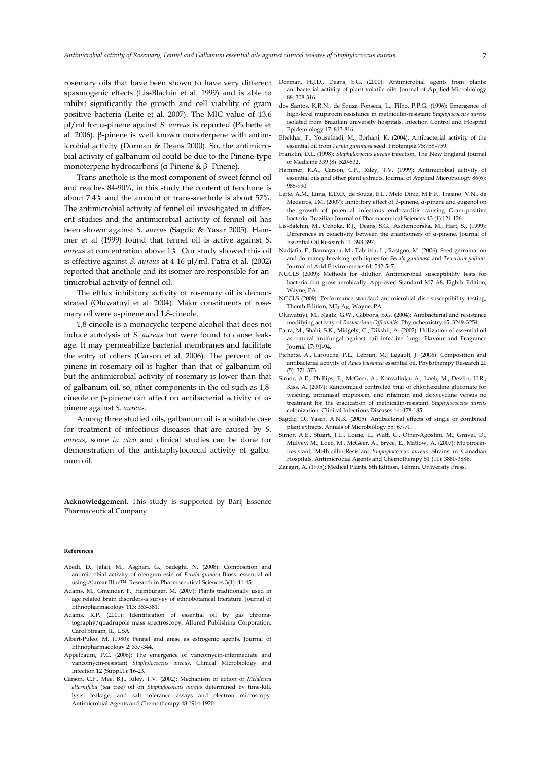rosemary oils that have been shown to have very different spasmogenic effects (Lis-Blachin et al. 1999) and is able to inhibit significantly the growth and cell viability of gram positive bacteria (Leite et al. 2007). The MIC value of 13.6 µl/ml for α-pinene against *S. aureus* is reported (Pichette et al. 2006). β-pinene is well known monoterpene with antimicrobial activity (Dorman & Deans 2000). So, the antimicrobial activity of galbanum oil could be due to the Pinene-type monoterpene hydrocarbons (α-Pinene & β -Pinene).

Trans-anethole is the most component of sweet fennel oil and reaches 84-90%, in this study the content of fenchone is about 7.4% and the amount of trans-anethole is about 57%. The antimicrobial activity of fennel oil investigated in different studies and the antimicrobial activity of fennel oil has been shown against *S. aureus* (Sagdic & Yasar 2005). Hammer et al (1999) found that fennel oil is active against *S. aureus* at concentration above 1%. Our study showed this oil is effective against *S. aureus* at 4-16 µl/ml. Patra et al. (2002) reported that anethole and its isomer are responsible for antimicrobial activity of fennel oil.

The efflux inhibitory activity of rosemary oil is demonstrated (Oluwatuyi et al. 2004). Major constituents of rosemary oil were α-pinene and 1,8-cineole.

1,8-cineole is a monocyclic terpene alcohol that does not induce autolysis of *S. aureus* but were found to cause leakage. It may permeabilize bacterial membranes and facilitate the entry of others (Carson et al. 2006). The percent of α-pinene in rosemary oil is higher than that of galbanum oil but the antimicrobial activity of rosemary is lower than that of galbanum oil, so, other components in the oil such as 1,8-cineole or β-pinene can affect on antibacterial activity of α-pinene against *S. aureus*.

Among three studied oils, galbanum oil is a suitable case for treatment of infectious diseases that are caused by *S. aureus*, some *in vivo* and clinical studies can be done for demonstration of the antistaphylococcal activity of galbanum oil.

**Acknowledgement.** This study is supported by Barij Essence Pharmaceutical Company.

#### References

- Abedi, D., Jalali, M., Asghari, G., Sadeghi, N. (2008): Composition and antimicrobial activity of oleogumresin of *Ferula gumosa* Bioss. essential oil using Alamar Blue™. Research in Pharmaceutical Sciences 3(1): 41-45.
- Adams, M., Gmunder, F., Hamburger, M. (2007): Plants traditionally used in age related brain disorders-a survey of ethnobotanical literature. Journal of Ethnopharmacology 113: 363-381.
- Adams, R.P. (2001): Identification of essential oil by gas chromatography/quadrupole mass spectroscopy, Allured Publishing Corporation, Carol Stream, IL, USA.
- Albert-Puleo, M. (1980): Fennel and anise as estrogenic agents. Journal of Ethnopharmacology 2: 337-344.
- Appelbaum, P.C. (2006): The emergence of vancomycin-intermediate and vancomycin-resistant *Staphylococcus aureus*. Clinical Microbiology and Infection 12 (Suppl.1): 16-23.
- Carson, C.F., Mee, B.J., Riley, T.V. (2002): Mechanism of action of *Melaleuca alternifolia* (tea tree) oil on *Staphylococcus aureus* determined by time-kill, lysis, leakage, and salt tolerance assays and electron microscopy. Antimicrobial Agents and Chemotherapy 48:1914-1920.
- Dorman, H.J.D., Deans, S.G. (2000): Antimicrobial agents from plants: antibacterial activity of plant volatile oils. Journal of Applied Microbiology 88: 308-316.
- dos Santos, K.R.N., de Souza Fonseca, L., Filho, P.P.G. (1996): Emergence of high-level mupirocin resistance in methicillin-resistant *Staphylococcus aureus* isolated from Brazilian university hospitals. Infection Control and Hospital Epidemiology 17: 813-816.
- Eftekhar, F., Yousefzadi, M., Borhani, K. (2004): Antibacterial activity of the essential oil from *Ferula gummosa* seed. Fitoterapia 75:758–759.
- Franklin, D.L. (1998): *Staphylococcus aureus* infection. The New England Journal of Medicine 339 (8): 520-532.
- Hammer, K.A., Carson, C.F., Riley, T.V. (1999): Antimicrobial activity of essential oils and other plant extracts. Journal of Applied Microbiology 86(6): 985-990.
- Leite, A.M., Lima, E.D.O., de Souza, E.L., Melo Diniz, M.F.F., Trajano, V.N., de Medeiros, I.M. (2007): Inhibitory effect of β-pinene, α-pinene and eugenol on the growth of potential infectious endocarditis causing Gram-positive bacteria. Brazilian Journal of Pharmaceutical Sciences 43 (1):121-126.
- Lis-Balchin, M., Ochoka, R.J., Deans, S.G., Asztemborska, M., Hart, S., (1999): Differences in bioactivity between the enantiomers of α-pinene. Journal of Essential Oil Research 11: 393-397.
- Nadjafia, F., Bannayana, M., Tabrizia, L., Rastgoo, M. (2006): Seed germination and dormancy breaking techniques for *Ferula gummosa* and *Teucrium polium*. Journal of Arid Environments 64: 542-547.
- NCCLS (2009): Methods for dilution Antimicrobial susceptibility tests for bacteria that grow aerobically. Approved Standard M7-A8, Eighth Edition, Wayne, PA.
- NCCLS (2009): Performance standard antimicrobial disc susceptibility testing, Thenth Edition, $M0_2$-$A_{10}$, Wayne, PA.
- Oluwatuyi, M., Kaatz, G.W., Gibbons, S.G. (2004): Antibacterial and resistance modifying activity of *Rosmarinus Officinalis*. Phytochemistry 65: 3249-3254.
- Patra, M., Shahi, S.K., Midgely, G., Dikshit, A. (2002): Utilization of essential oil as natural antifungal against nail infective fungi. Flavour and Fragrance Journal 17: 91-94.
- Pichette, A., Larouche, P.L., Lebrun, M., Legault, J. (2006): Composition and antibacterial activity of *Abies balsamea* essential oil. Phytotherapy Research 20 (5): 371-373.
- Simor, A.E., Phillips, E., McGeer, A., Konvalinka, A., Loeb, M., Devlin, H.R., Kiss, A. (2007): Randomized controlled trial of chlorhexidine gluconate for washing, intranasal mupirocin, and rifampin and doxycycline versus no treatment for the eradication of methicillin-resistant *Staphylococcus aureus* colonization. Clinical Infectious Diseases 44: 178-185.
- Sagdic, O., Yasar, A.N.K. (2005): Antibacterial effects of single or combined plant extracts. Annals of Microbiology 55: 67-71.
- Simor, A.E., Stuart, T.L., Louie, L., Watt, C., Ofner-Agostini, M., Gravel, D., Mulvey, M., Loeb, M., McGeer, A., Bryce, E., Matlow, A. (2007): Mupirocin-Resistant, Methicillin-Resistant *Staphylococcus aureus* Strains in Canadian Hospitals. Antimicrobial Agents and Chemotherapy 51 (11): 3880-3886.
- Zargari, A. (1995): Medical Plants, 5th Edition, Tehran. University Press.